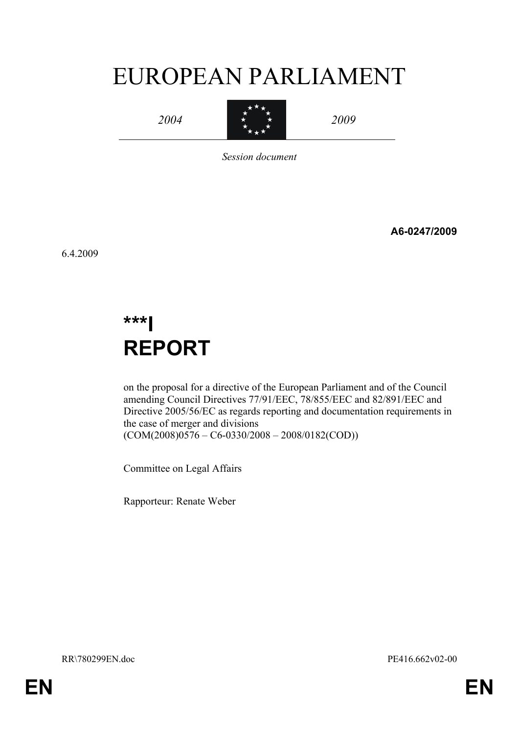# EUROPEAN PARLIAMENT

*2004* *2009*

*Session document*

**A6-0247/2009**

6.4.2009

## ***I
## REPORT

on the proposal for a directive of the European Parliament and of the Council amending Council Directives 77/91/EEC, 78/855/EEC and 82/891/EEC and Directive 2005/56/EC as regards reporting and documentation requirements in the case of merger and divisions
(COM(2008)0576 – C6-0330/2008 – 2008/0182(COD))

Committee on Legal Affairs

Rapporteur: Renate Weber

RR\780299EN.doc PE416.662v02-00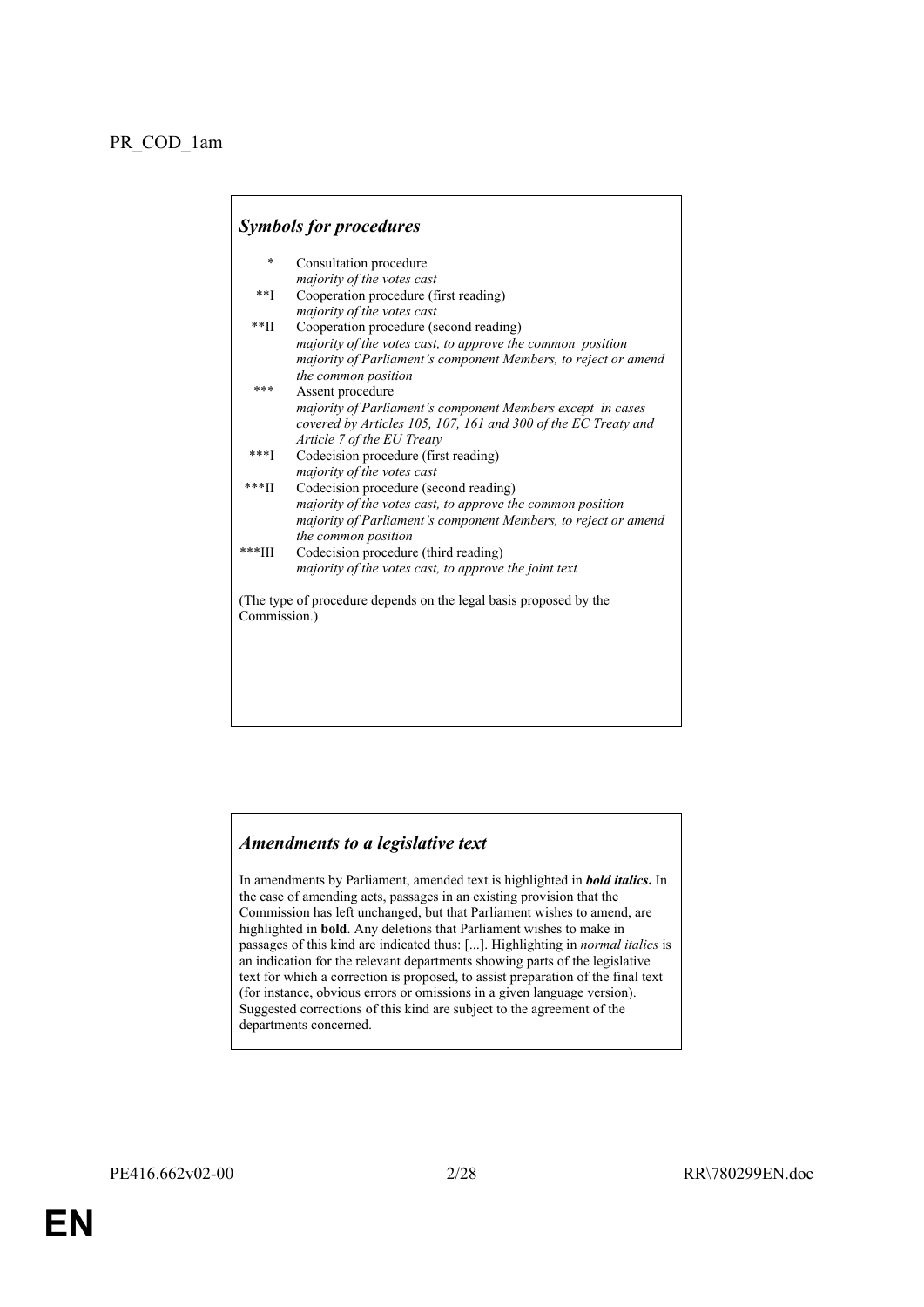PR_COD_1am

## *Symbols for procedures*

| | |
|---|---|
| * | Consultation procedure<br>*majority of the votes cast* |
| **I | Cooperation procedure (first reading)<br>*majority of the votes cast* |
| **II | Cooperation procedure (second reading)<br>*majority of the votes cast, to approve the common position*<br>*majority of Parliament's component Members, to reject or amend the common position* |
| *** | Assent procedure<br>*majority of Parliament's component Members except in cases covered by Articles 105, 107, 161 and 300 of the EC Treaty and Article 7 of the EU Treaty* |
| ***I | Codecision procedure (first reading)<br>*majority of the votes cast* |
| ***II | Codecision procedure (second reading)<br>*majority of the votes cast, to approve the common position*<br>*majority of Parliament's component Members, to reject or amend the common position* |
| ***III | Codecision procedure (third reading)<br>*majority of the votes cast, to approve the joint text* |

(The type of procedure depends on the legal basis proposed by the Commission.)

## *Amendments to a legislative text*

In amendments by Parliament, amended text is highlighted in ***bold italics*****.** In the case of amending acts, passages in an existing provision that the Commission has left unchanged, but that Parliament wishes to amend, are highlighted in **bold**. Any deletions that Parliament wishes to make in passages of this kind are indicated thus: [...]. Highlighting in *normal italics* is an indication for the relevant departments showing parts of the legislative text for which a correction is proposed, to assist preparation of the final text (for instance, obvious errors or omissions in a given language version). Suggested corrections of this kind are subject to the agreement of the departments concerned.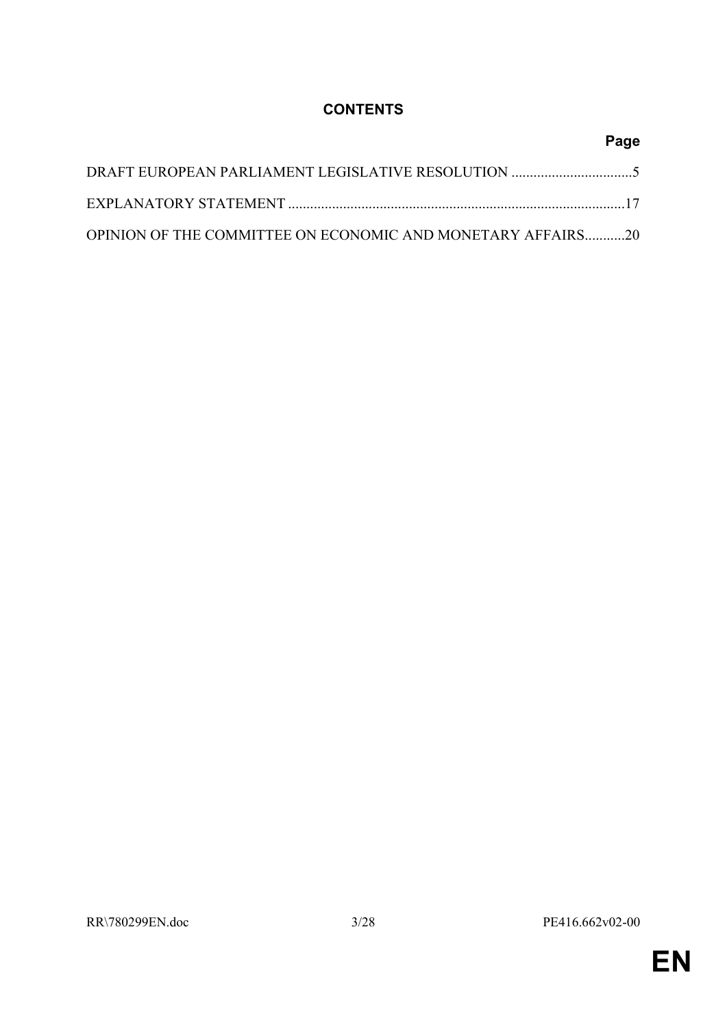# CONTENTS

**Page**

DRAFT EUROPEAN PARLIAMENT LEGISLATIVE RESOLUTION .................................5

EXPLANATORY STATEMENT ...........................................................................................17

OPINION OF THE COMMITTEE ON ECONOMIC AND MONETARY AFFAIRS...........20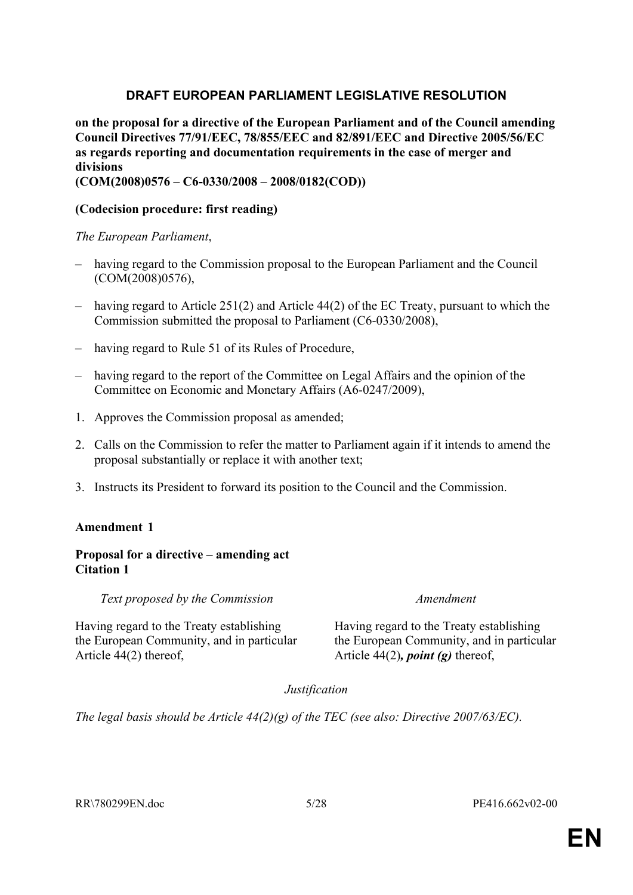## DRAFT EUROPEAN PARLIAMENT LEGISLATIVE RESOLUTION

**on the proposal for a directive of the European Parliament and of the Council amending Council Directives 77/91/EEC, 78/855/EEC and 82/891/EEC and Directive 2005/56/EC as regards reporting and documentation requirements in the case of merger and divisions**
**(COM(2008)0576 – C6-0330/2008 – 2008/0182(COD))**

**(Codecision procedure: first reading)**

*The European Parliament*,

– having regard to the Commission proposal to the European Parliament and the Council (COM(2008)0576),

– having regard to Article 251(2) and Article 44(2) of the EC Treaty, pursuant to which the Commission submitted the proposal to Parliament (C6-0330/2008),

– having regard to Rule 51 of its Rules of Procedure,

– having regard to the report of the Committee on Legal Affairs and the opinion of the Committee on Economic and Monetary Affairs (A6-0247/2009),

1. Approves the Commission proposal as amended;

2. Calls on the Commission to refer the matter to Parliament again if it intends to amend the proposal substantially or replace it with another text;

3. Instructs its President to forward its position to the Council and the Commission.

**Amendment 1**

**Proposal for a directive – amending act**
**Citation 1**

| *Text proposed by the Commission* | *Amendment* |
|---|---|
| Having regard to the Treaty establishing the European Community, and in particular Article 44(2) thereof, | Having regard to the Treaty establishing the European Community, and in particular Article 44(2)***, point (g)*** thereof, |

*Justification*

*The legal basis should be Article 44(2)(g) of the TEC (see also: Directive 2007/63/EC).*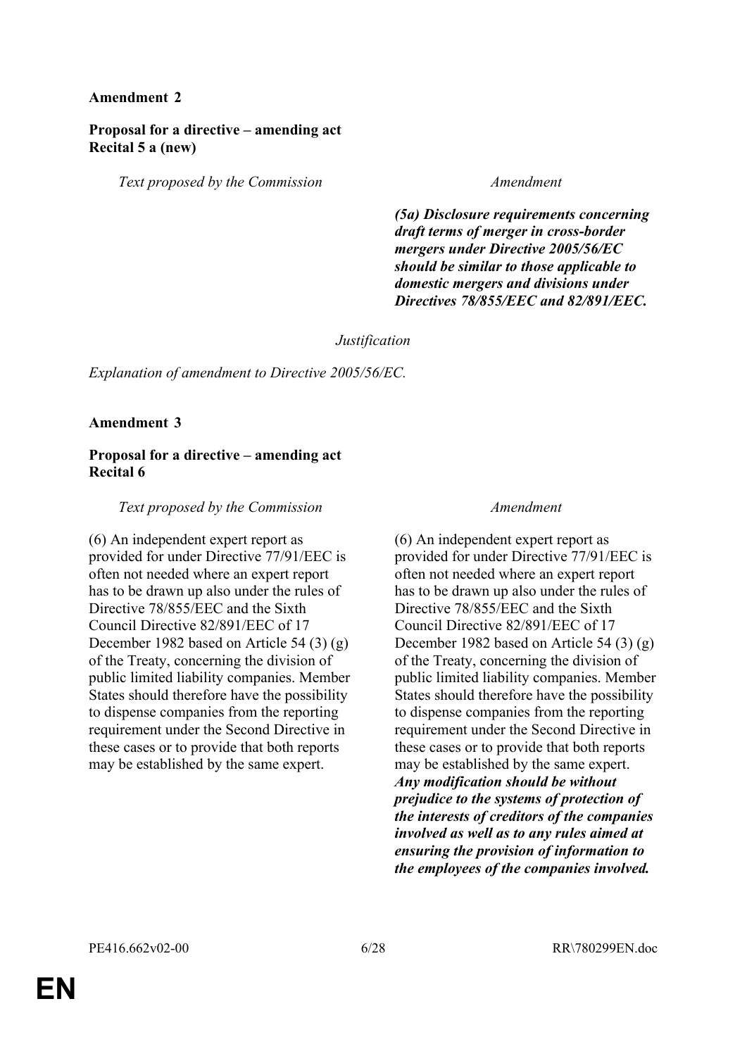**Amendment 2**

**Proposal for a directive – amending act**
**Recital 5 a (new)**

| *Text proposed by the Commission* | *Amendment* |
|---|---|
| | ***(5a) Disclosure requirements concerning draft terms of merger in cross-border mergers under Directive 2005/56/EC should be similar to those applicable to domestic mergers and divisions under Directives 78/855/EEC and 82/891/EEC.*** |

*Justification*

*Explanation of amendment to Directive 2005/56/EC.*

**Amendment 3**

**Proposal for a directive – amending act**
**Recital 6**

| *Text proposed by the Commission* | *Amendment* |
|---|---|
| (6) An independent expert report as provided for under Directive 77/91/EEC is often not needed where an expert report has to be drawn up also under the rules of Directive 78/855/EEC and the Sixth Council Directive 82/891/EEC of 17 December 1982 based on Article 54 (3) (g) of the Treaty, concerning the division of public limited liability companies. Member States should therefore have the possibility to dispense companies from the reporting requirement under the Second Directive in these cases or to provide that both reports may be established by the same expert. | (6) An independent expert report as provided for under Directive 77/91/EEC is often not needed where an expert report has to be drawn up also under the rules of Directive 78/855/EEC and the Sixth Council Directive 82/891/EEC of 17 December 1982 based on Article 54 (3) (g) of the Treaty, concerning the division of public limited liability companies. Member States should therefore have the possibility to dispense companies from the reporting requirement under the Second Directive in these cases or to provide that both reports may be established by the same expert. ***Any modification should be without prejudice to the systems of protection of the interests of creditors of the companies involved as well as to any rules aimed at ensuring the provision of information to the employees of the companies involved.*** |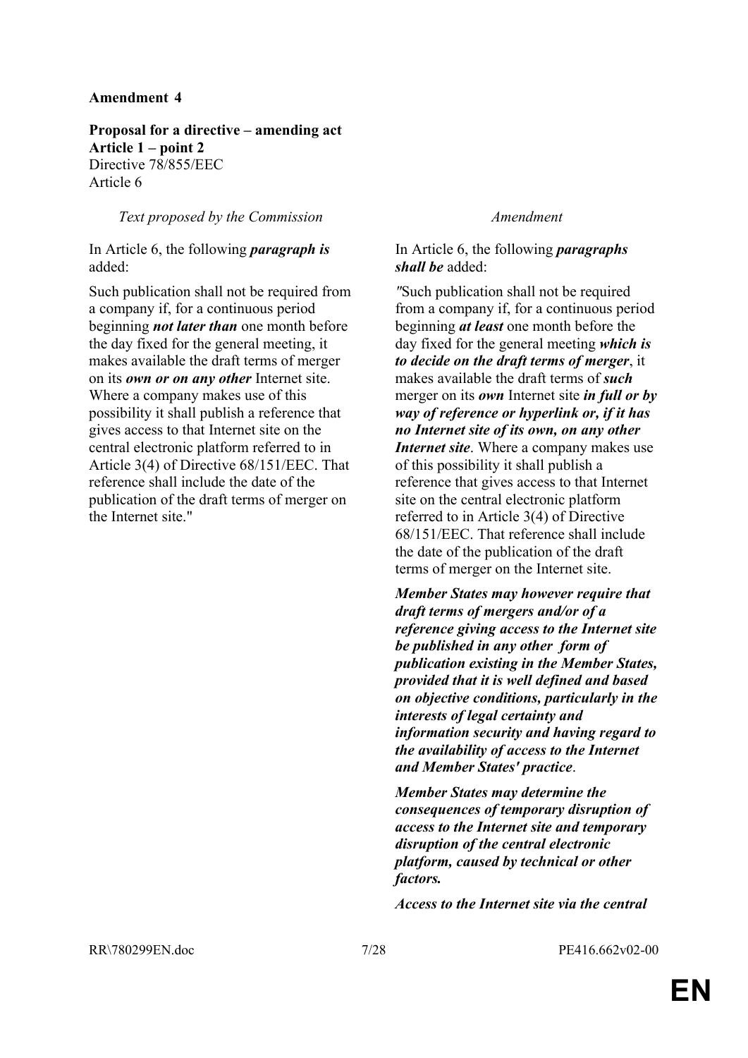**Amendment 4**

**Proposal for a directive – amending act**
**Article 1 – point 2**
Directive 78/855/EEC
Article 6

| *Text proposed by the Commission* | *Amendment* |
|---|---|
| In Article 6, the following ***paragraph is*** added: | In Article 6, the following ***paragraphs shall be*** added: |
| Such publication shall not be required from a company if, for a continuous period beginning ***not later than*** one month before the day fixed for the general meeting, it makes available the draft terms of merger on its ***own or on any other*** Internet site. Where a company makes use of this possibility it shall publish a reference that gives access to that Internet site on the central electronic platform referred to in Article 3(4) of Directive 68/151/EEC. That reference shall include the date of the publication of the draft terms of merger on the Internet site." | *"*Such publication shall not be required from a company if, for a continuous period beginning ***at least*** one month before the day fixed for the general meeting ***which is to decide on the draft terms of merger***, it makes available the draft terms of ***such*** merger on its ***own*** Internet site ***in full or by way of reference or hyperlink or, if it has no Internet site of its own, on any other Internet site***. Where a company makes use of this possibility it shall publish a reference that gives access to that Internet site on the central electronic platform referred to in Article 3(4) of Directive 68/151/EEC. That reference shall include the date of the publication of the draft terms of merger on the Internet site. |
| | ***Member States may however require that draft terms of mergers and/or of a reference giving access to the Internet site be published in any other form of publication existing in the Member States, provided that it is well defined and based on objective conditions, particularly in the interests of legal certainty and information security and having regard to the availability of access to the Internet and Member States' practice***. |
| | ***Member States may determine the consequences of temporary disruption of access to the Internet site and temporary disruption of the central electronic platform, caused by technical or other factors.*** |
| | ***Access to the Internet site via the central*** |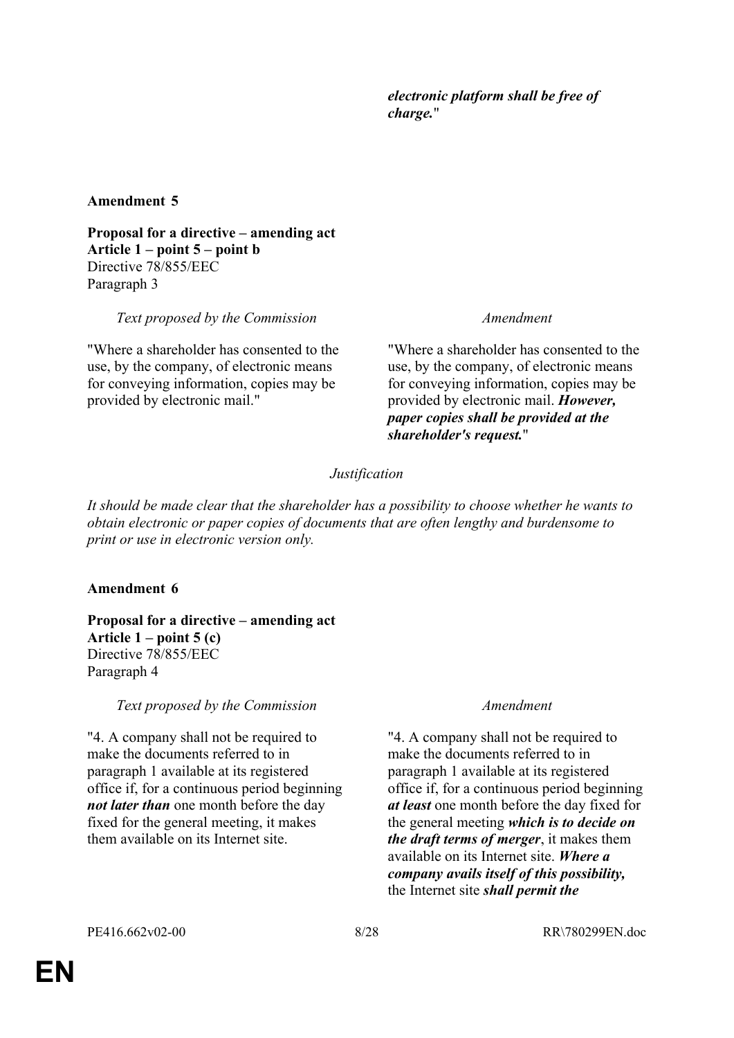| | |
|---|---|
| | ***electronic platform shall be free of charge.*** " |

**Amendment 5**

**Proposal for a directive – amending act**
**Article 1 – point 5 – point b**
Directive 78/855/EEC
Paragraph 3

| *Text proposed by the Commission* | *Amendment* |
|---|---|
| "Where a shareholder has consented to the use, by the company, of electronic means for conveying information, copies may be provided by electronic mail." | "Where a shareholder has consented to the use, by the company, of electronic means for conveying information, copies may be provided by electronic mail. ***However, paper copies shall be provided at the shareholder's request.*** " |

*Justification*

*It should be made clear that the shareholder has a possibility to choose whether he wants to obtain electronic or paper copies of documents that are often lengthy and burdensome to print or use in electronic version only.*

**Amendment 6**

**Proposal for a directive – amending act**
**Article 1 – point 5 (c)**
Directive 78/855/EEC
Paragraph 4

| *Text proposed by the Commission* | *Amendment* |
|---|---|
| "4. A company shall not be required to make the documents referred to in paragraph 1 available at its registered office if, for a continuous period beginning ***not later than*** one month before the day fixed for the general meeting, it makes them available on its Internet site. | "4. A company shall not be required to make the documents referred to in paragraph 1 available at its registered office if, for a continuous period beginning ***at least*** one month before the day fixed for the general meeting ***which is to decide on the draft terms of merger***, it makes them available on its Internet site. ***Where a company avails itself of this possibility,*** the Internet site ***shall permit the*** |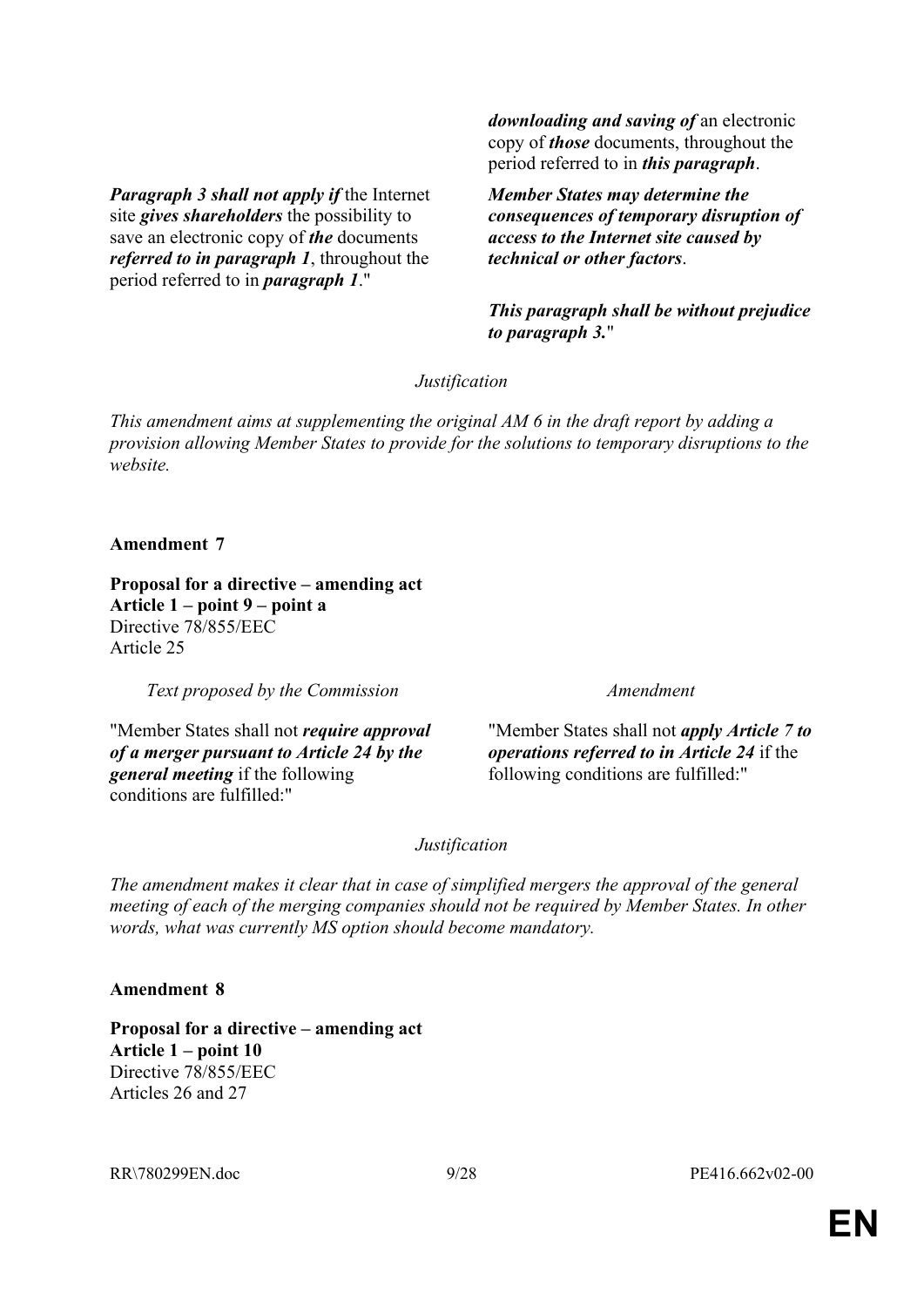| | |
|---|---|
| | ***downloading and saving of*** an electronic copy of ***those*** documents, throughout the period referred to in ***this paragraph***. |
| ***Paragraph 3 shall not apply if*** the Internet site ***gives shareholders*** the possibility to save an electronic copy of ***the*** documents ***referred to in paragraph 1***, throughout the period referred to in ***paragraph 1***." | ***Member States may determine the consequences of temporary disruption of access to the Internet site caused by technical or other factors***. |
| | ***This paragraph shall be without prejudice to paragraph 3.***" |

*Justification*

*This amendment aims at supplementing the original AM 6 in the draft report by adding a provision allowing Member States to provide for the solutions to temporary disruptions to the website.*

**Amendment 7**

**Proposal for a directive – amending act**
**Article 1 – point 9 – point a**
Directive 78/855/EEC
Article 25

| *Text proposed by the Commission* | *Amendment* |
|---|---|
| "Member States shall not ***require approval of a merger pursuant to Article 24 by the general meeting*** if the following conditions are fulfilled:" | "Member States shall not ***apply Article 7 to operations referred to in Article 24*** if the following conditions are fulfilled:" |

*Justification*

*The amendment makes it clear that in case of simplified mergers the approval of the general meeting of each of the merging companies should not be required by Member States. In other words, what was currently MS option should become mandatory.*

**Amendment 8**

**Proposal for a directive – amending act**
**Article 1 – point 10**
Directive 78/855/EEC
Articles 26 and 27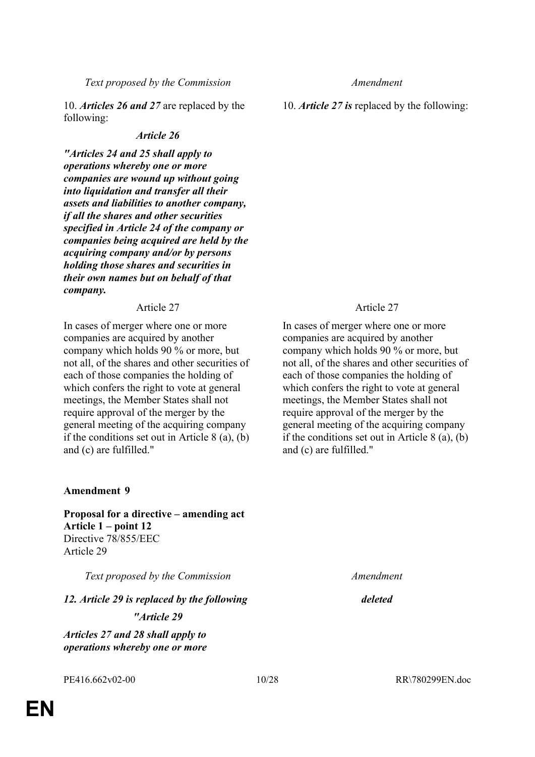| *Text proposed by the Commission* | *Amendment* |
|---|---|
| 10. ***Articles 26 and 27*** are replaced by the following: | 10. ***Article 27 is*** replaced by the following: |
| ***Article 26*** | |
| ***"Articles 24 and 25 shall apply to operations whereby one or more companies are wound up without going into liquidation and transfer all their assets and liabilities to another company, if all the shares and other securities specified in Article 24 of the company or companies being acquired are held by the acquiring company and/or by persons holding those shares and securities in their own names but on behalf of that company.*** | |
| Article 27 | Article 27 |
| In cases of merger where one or more companies are acquired by another company which holds 90 % or more, but not all, of the shares and other securities of each of those companies the holding of which confers the right to vote at general meetings, the Member States shall not require approval of the merger by the general meeting of the acquiring company if the conditions set out in Article 8 (a), (b) and (c) are fulfilled." | In cases of merger where one or more companies are acquired by another company which holds 90 % or more, but not all, of the shares and other securities of each of those companies the holding of which confers the right to vote at general meetings, the Member States shall not require approval of the merger by the general meeting of the acquiring company if the conditions set out in Article 8 (a), (b) and (c) are fulfilled." |

**Amendment 9**

**Proposal for a directive – amending act**
**Article 1 – point 12**
Directive 78/855/EEC
Article 29

| *Text proposed by the Commission* | *Amendment* |
|---|---|
| ***12. Article 29 is replaced by the following*** | ***deleted*** |
| ***"Article 29*** | |
| ***Articles 27 and 28 shall apply to operations whereby one or more*** | |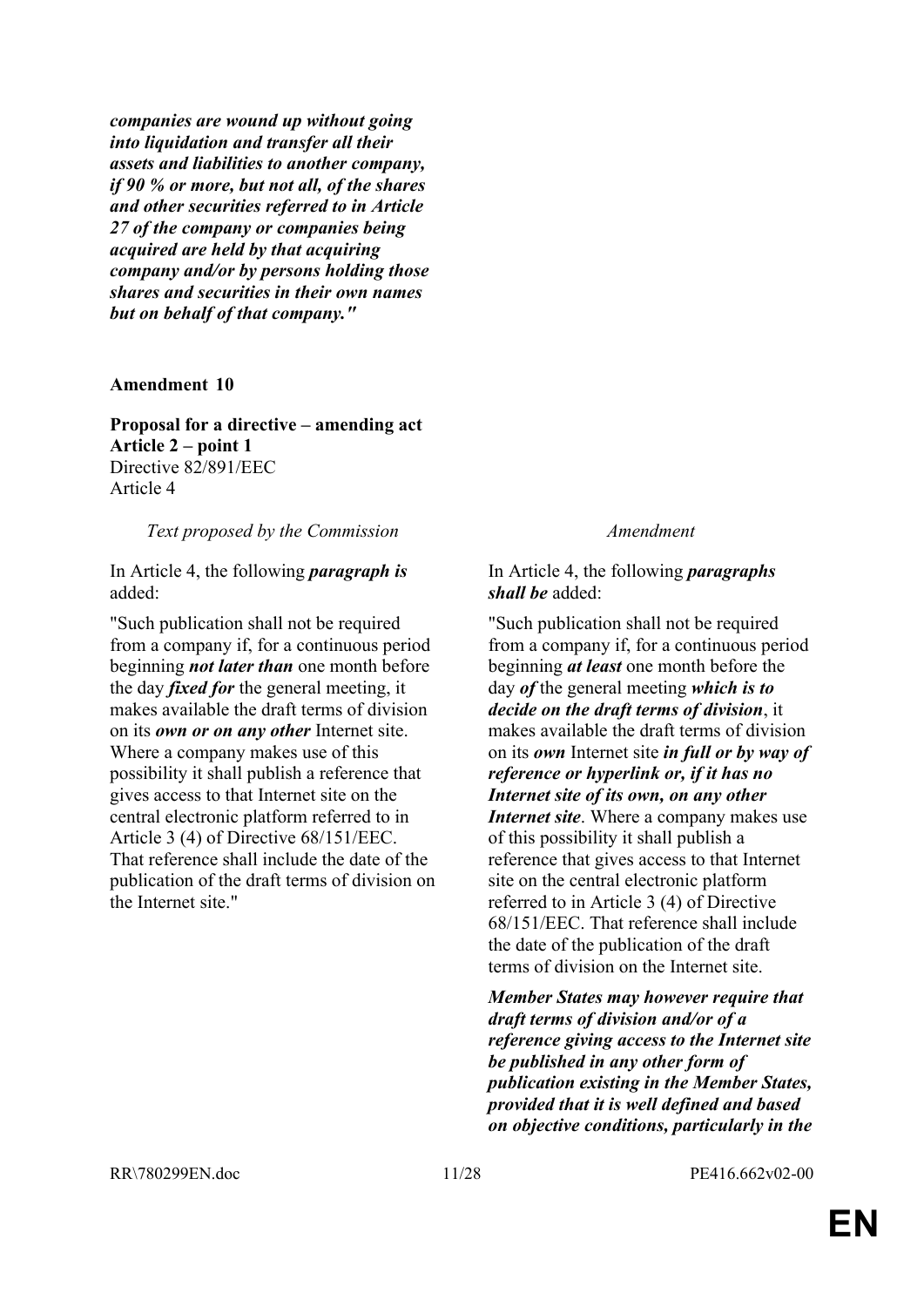***companies are wound up without going into liquidation and transfer all their assets and liabilities to another company, if 90 % or more, but not all, of the shares and other securities referred to in Article 27 of the company or companies being acquired are held by that acquiring company and/or by persons holding those shares and securities in their own names but on behalf of that company."***

**Amendment 10**

**Proposal for a directive – amending act**
**Article 2 – point 1**
Directive 82/891/EEC
Article 4

| *Text proposed by the Commission* | *Amendment* |
| --- | --- |
| In Article 4, the following ***paragraph is*** added: | In Article 4, the following ***paragraphs shall be*** added: |
| "Such publication shall not be required from a company if, for a continuous period beginning ***not later than*** one month before the day ***fixed for*** the general meeting, it makes available the draft terms of division on its ***own or on any other*** Internet site. Where a company makes use of this possibility it shall publish a reference that gives access to that Internet site on the central electronic platform referred to in Article 3 (4) of Directive 68/151/EEC. That reference shall include the date of the publication of the draft terms of division on the Internet site." | "Such publication shall not be required from a company if, for a continuous period beginning ***at least*** one month before the day ***of*** the general meeting ***which is to decide on the draft terms of division***, it makes available the draft terms of division on its ***own*** Internet site ***in full or by way of reference or hyperlink or, if it has no Internet site of its own, on any other Internet site***. Where a company makes use of this possibility it shall publish a reference that gives access to that Internet site on the central electronic platform referred to in Article 3 (4) of Directive 68/151/EEC. That reference shall include the date of the publication of the draft terms of division on the Internet site. |
| | ***Member States may however require that draft terms of division and/or of a reference giving access to the Internet site be published in any other form of publication existing in the Member States, provided that it is well defined and based on objective conditions, particularly in the*** |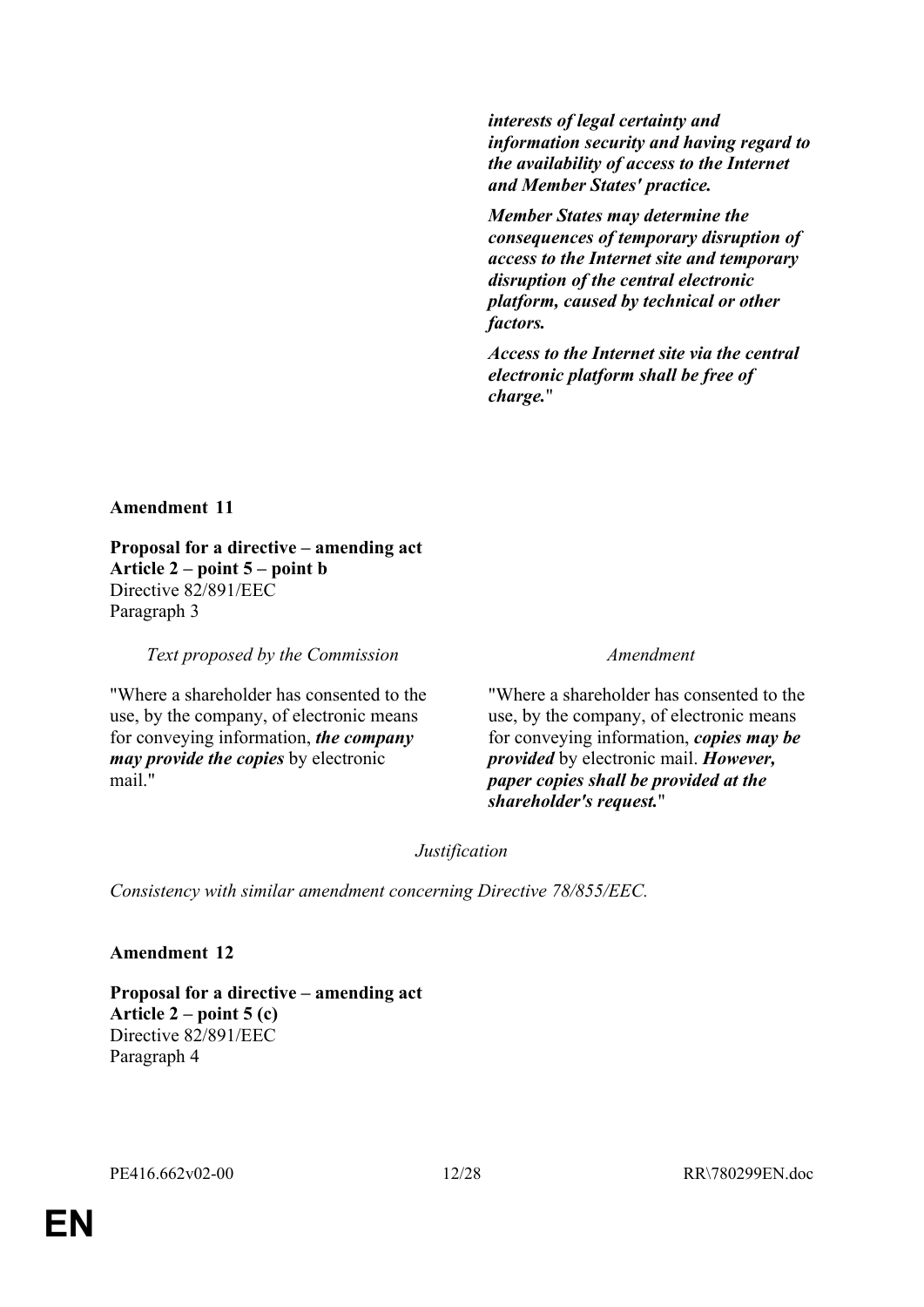| | |
|---|---|
| | ***interests of legal certainty and information security and having regard to the availability of access to the Internet and Member States' practice.*** |
| | ***Member States may determine the consequences of temporary disruption of access to the Internet site and temporary disruption of the central electronic platform, caused by technical or other factors.*** |
| | ***Access to the Internet site via the central electronic platform shall be free of charge.***" |

**Amendment 11**

**Proposal for a directive – amending act**
**Article 2 – point 5 – point b**
Directive 82/891/EEC
Paragraph 3

| *Text proposed by the Commission* | *Amendment* |
|---|---|
| "Where a shareholder has consented to the use, by the company, of electronic means for conveying information, ***the company may provide the copies*** by electronic mail." | "Where a shareholder has consented to the use, by the company, of electronic means for conveying information, ***copies may be provided*** by electronic mail. ***However, paper copies shall be provided at the shareholder's request.***" |

*Justification*

*Consistency with similar amendment concerning Directive 78/855/EEC.*

**Amendment 12**

**Proposal for a directive – amending act**
**Article 2 – point 5 (c)**
Directive 82/891/EEC
Paragraph 4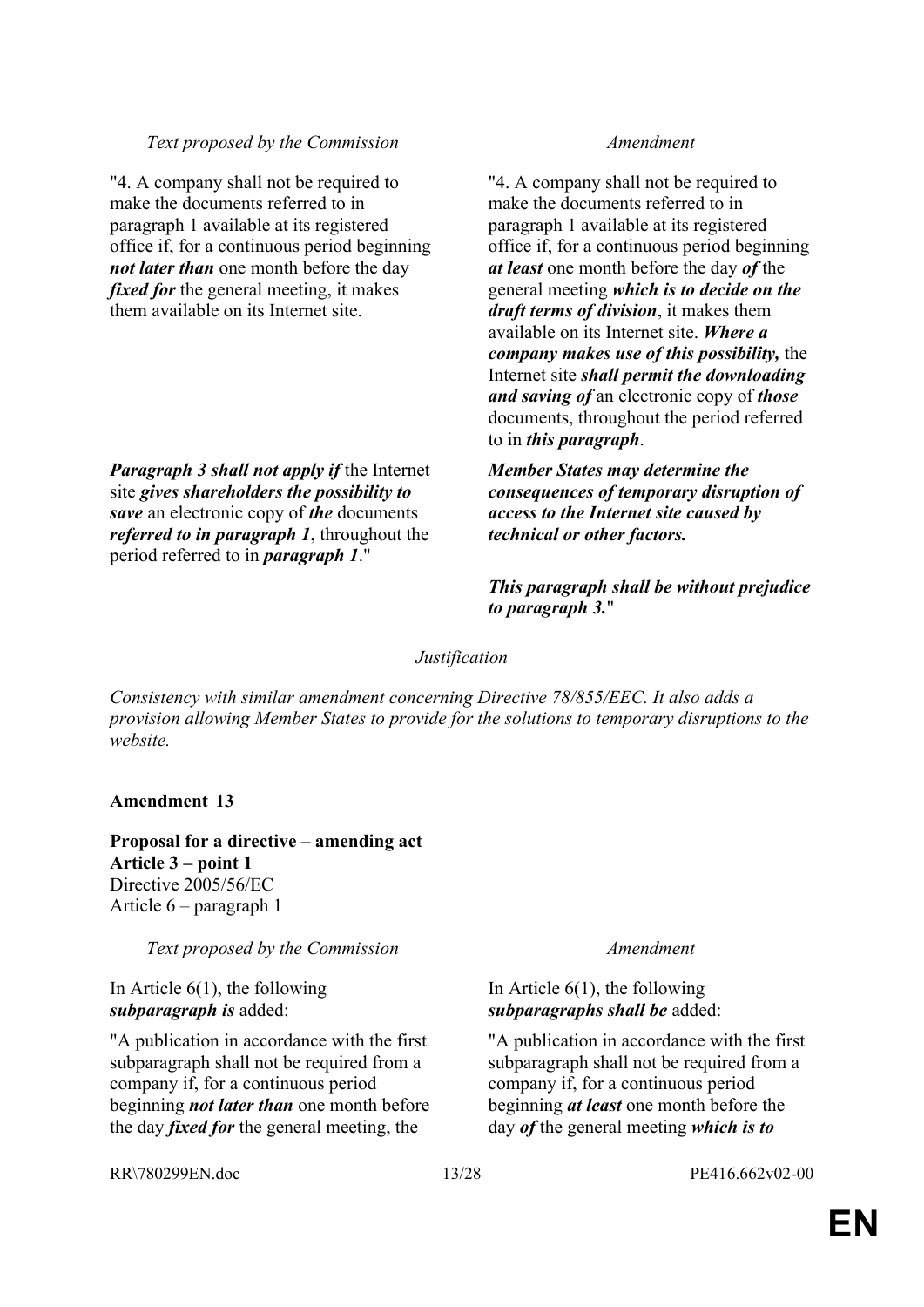| *Text proposed by the Commission* | *Amendment* |
|---|---|
| "4. A company shall not be required to make the documents referred to in paragraph 1 available at its registered office if, for a continuous period beginning ***not later than*** one month before the day ***fixed for*** the general meeting, it makes them available on its Internet site. | "4. A company shall not be required to make the documents referred to in paragraph 1 available at its registered office if, for a continuous period beginning ***at least*** one month before the day ***of*** the general meeting ***which is to decide on the draft terms of division***, it makes them available on its Internet site. ***Where a company makes use of this possibility,*** the Internet site ***shall permit the downloading and saving of*** an electronic copy of ***those*** documents, throughout the period referred to in ***this paragraph***. |
| ***Paragraph 3 shall not apply if*** the Internet site ***gives shareholders the possibility to save*** an electronic copy of ***the*** documents ***referred to in paragraph 1***, throughout the period referred to in ***paragraph 1***." | ***Member States may determine the consequences of temporary disruption of access to the Internet site caused by technical or other factors.*** |
| | ***This paragraph shall be without prejudice to paragraph 3.***" |

*Justification*

*Consistency with similar amendment concerning Directive 78/855/EEC. It also adds a provision allowing Member States to provide for the solutions to temporary disruptions to the website.*

**Amendment 13**

**Proposal for a directive – amending act**
**Article 3 – point 1**
Directive 2005/56/EC
Article 6 – paragraph 1

| *Text proposed by the Commission* | *Amendment* |
|---|---|
| In Article 6(1), the following ***subparagraph is*** added: | In Article 6(1), the following ***subparagraphs shall be*** added: |
| "A publication in accordance with the first subparagraph shall not be required from a company if, for a continuous period beginning ***not later than*** one month before the day ***fixed for*** the general meeting, the | "A publication in accordance with the first subparagraph shall not be required from a company if, for a continuous period beginning ***at least*** one month before the day ***of*** the general meeting ***which is to*** |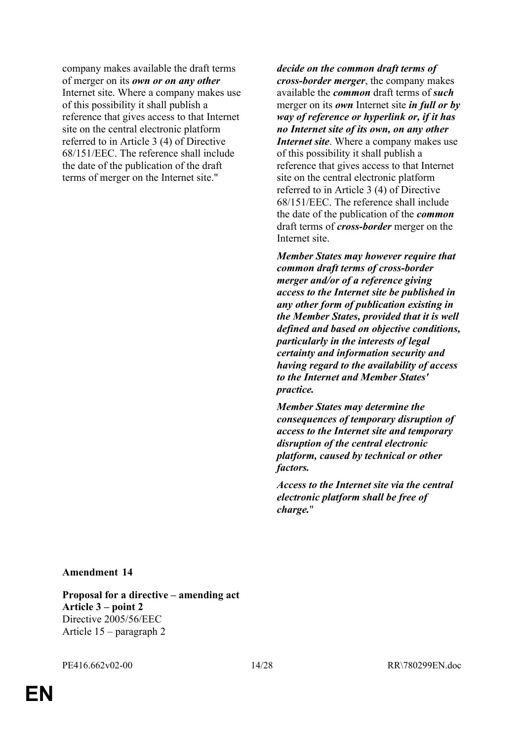| | |
|---|---|
| company makes available the draft terms of merger on its ***own or on any other*** Internet site. Where a company makes use of this possibility it shall publish a reference that gives access to that Internet site on the central electronic platform referred to in Article 3 (4) of Directive 68/151/EEC. The reference shall include the date of the publication of the draft terms of merger on the Internet site." | ***decide on the common draft terms of cross-border merger***, the company makes available the ***common*** draft terms of ***such*** merger on its ***own*** Internet site ***in full or by way of reference or hyperlink or, if it has no Internet site of its own, on any other Internet site***. Where a company makes use of this possibility it shall publish a reference that gives access to that Internet site on the central electronic platform referred to in Article 3 (4) of Directive 68/151/EEC. The reference shall include the date of the publication of the ***common*** draft terms of ***cross-border*** merger on the Internet site.<br><br>***Member States may however require that common draft terms of cross-border merger and/or of a reference giving access to the Internet site be published in any other form of publication existing in the Member States, provided that it is well defined and based on objective conditions, particularly in the interests of legal certainty and information security and having regard to the availability of access to the Internet and Member States' practice.***<br><br>***Member States may determine the consequences of temporary disruption of access to the Internet site and temporary disruption of the central electronic platform, caused by technical or other factors.***<br><br>***Access to the Internet site via the central electronic platform shall be free of charge.***" |

**Amendment 14**

**Proposal for a directive – amending act**
**Article 3 – point 2**
Directive 2005/56/EEC
Article 15 – paragraph 2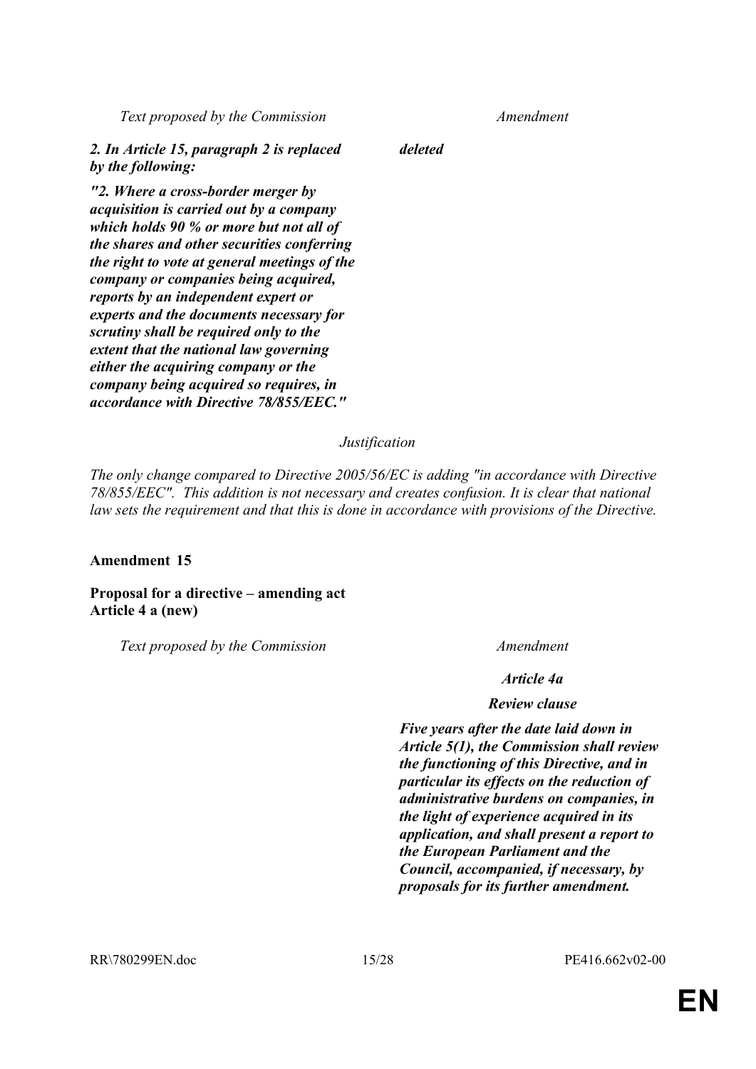| Text proposed by the Commission | Amendment |
| --- | --- |
| ***2. In Article 15, paragraph 2 is replaced by the following:*** | ***deleted*** |
| ***"2. Where a cross-border merger by acquisition is carried out by a company which holds 90 % or more but not all of the shares and other securities conferring the right to vote at general meetings of the company or companies being acquired, reports by an independent expert or experts and the documents necessary for scrutiny shall be required only to the extent that the national law governing either the acquiring company or the company being acquired so requires, in accordance with Directive 78/855/EEC."*** | |

*Justification*

*The only change compared to Directive 2005/56/EC is adding "in accordance with Directive 78/855/EEC". This addition is not necessary and creates confusion. It is clear that national law sets the requirement and that this is done in accordance with provisions of the Directive.*

**Amendment 15**

**Proposal for a directive – amending act**
**Article 4 a (new)**

| Text proposed by the Commission | Amendment |
| --- | --- |
| | ***Article 4a*** |
| | ***Review clause*** |
| | ***Five years after the date laid down in Article 5(1), the Commission shall review the functioning of this Directive, and in particular its effects on the reduction of administrative burdens on companies, in the light of experience acquired in its application, and shall present a report to the European Parliament and the Council, accompanied, if necessary, by proposals for its further amendment.*** |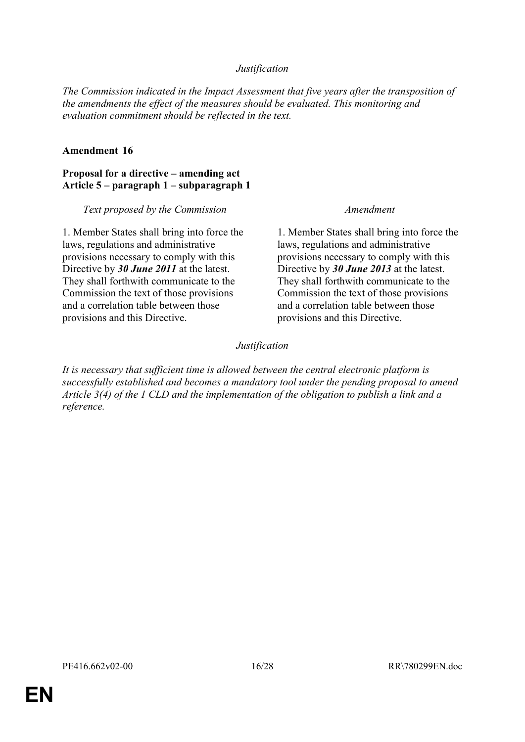*Justification*

*The Commission indicated in the Impact Assessment that five years after the transposition of the amendments the effect of the measures should be evaluated. This monitoring and evaluation commitment should be reflected in the text.*

**Amendment 16**

**Proposal for a directive – amending act**
**Article 5 – paragraph 1 – subparagraph 1**

| *Text proposed by the Commission* | *Amendment* |
|---|---|
| 1. Member States shall bring into force the laws, regulations and administrative provisions necessary to comply with this Directive by ***30 June 2011*** at the latest. They shall forthwith communicate to the Commission the text of those provisions and a correlation table between those provisions and this Directive. | 1. Member States shall bring into force the laws, regulations and administrative provisions necessary to comply with this Directive by ***30 June 2013*** at the latest. They shall forthwith communicate to the Commission the text of those provisions and a correlation table between those provisions and this Directive. |

*Justification*

*It is necessary that sufficient time is allowed between the central electronic platform is successfully established and becomes a mandatory tool under the pending proposal to amend Article 3(4) of the 1 CLD and the implementation of the obligation to publish a link and a reference.*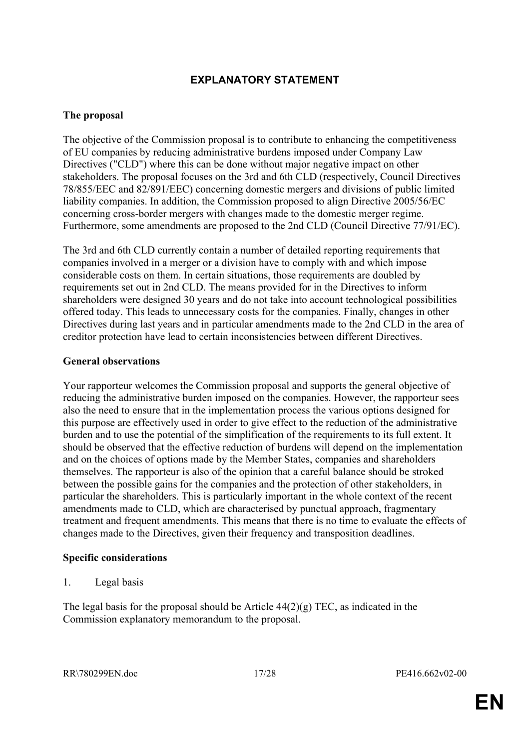# EXPLANATORY STATEMENT

**The proposal**

The objective of the Commission proposal is to contribute to enhancing the competitiveness of EU companies by reducing administrative burdens imposed under Company Law Directives ("CLD") where this can be done without major negative impact on other stakeholders. The proposal focuses on the 3rd and 6th CLD (respectively, Council Directives 78/855/EEC and 82/891/EEC) concerning domestic mergers and divisions of public limited liability companies. In addition, the Commission proposed to align Directive 2005/56/EC concerning cross-border mergers with changes made to the domestic merger regime. Furthermore, some amendments are proposed to the 2nd CLD (Council Directive 77/91/EC).

The 3rd and 6th CLD currently contain a number of detailed reporting requirements that companies involved in a merger or a division have to comply with and which impose considerable costs on them. In certain situations, those requirements are doubled by requirements set out in 2nd CLD. The means provided for in the Directives to inform shareholders were designed 30 years and do not take into account technological possibilities offered today. This leads to unnecessary costs for the companies. Finally, changes in other Directives during last years and in particular amendments made to the 2nd CLD in the area of creditor protection have lead to certain inconsistencies between different Directives.

**General observations**

Your rapporteur welcomes the Commission proposal and supports the general objective of reducing the administrative burden imposed on the companies. However, the rapporteur sees also the need to ensure that in the implementation process the various options designed for this purpose are effectively used in order to give effect to the reduction of the administrative burden and to use the potential of the simplification of the requirements to its full extent. It should be observed that the effective reduction of burdens will depend on the implementation and on the choices of options made by the Member States, companies and shareholders themselves. The rapporteur is also of the opinion that a careful balance should be stroked between the possible gains for the companies and the protection of other stakeholders, in particular the shareholders. This is particularly important in the whole context of the recent amendments made to CLD, which are characterised by punctual approach, fragmentary treatment and frequent amendments. This means that there is no time to evaluate the effects of changes made to the Directives, given their frequency and transposition deadlines.

**Specific considerations**

1. Legal basis

The legal basis for the proposal should be Article 44(2)(g) TEC, as indicated in the Commission explanatory memorandum to the proposal.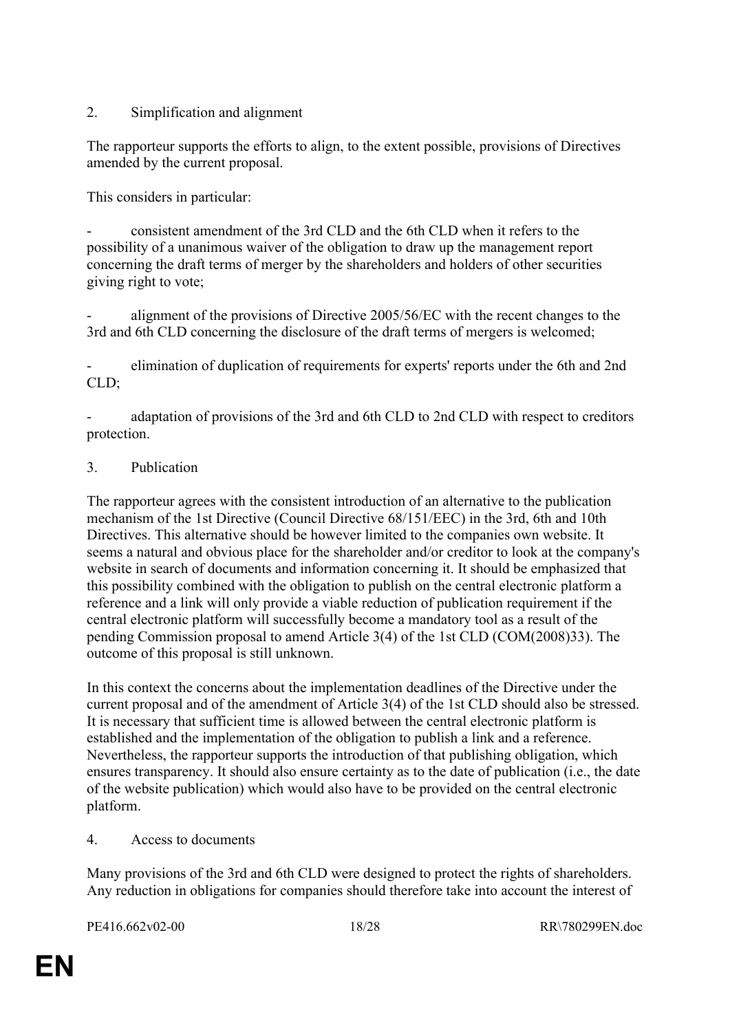2. Simplification and alignment

The rapporteur supports the efforts to align, to the extent possible, provisions of Directives amended by the current proposal.

This considers in particular:

- consistent amendment of the 3rd CLD and the 6th CLD when it refers to the possibility of a unanimous waiver of the obligation to draw up the management report concerning the draft terms of merger by the shareholders and holders of other securities giving right to vote;

- alignment of the provisions of Directive 2005/56/EC with the recent changes to the 3rd and 6th CLD concerning the disclosure of the draft terms of mergers is welcomed;

- elimination of duplication of requirements for experts' reports under the 6th and 2nd CLD;

- adaptation of provisions of the 3rd and 6th CLD to 2nd CLD with respect to creditors protection.

3. Publication

The rapporteur agrees with the consistent introduction of an alternative to the publication mechanism of the 1st Directive (Council Directive 68/151/EEC) in the 3rd, 6th and 10th Directives. This alternative should be however limited to the companies own website. It seems a natural and obvious place for the shareholder and/or creditor to look at the company's website in search of documents and information concerning it. It should be emphasized that this possibility combined with the obligation to publish on the central electronic platform a reference and a link will only provide a viable reduction of publication requirement if the central electronic platform will successfully become a mandatory tool as a result of the pending Commission proposal to amend Article 3(4) of the 1st CLD (COM(2008)33). The outcome of this proposal is still unknown.

In this context the concerns about the implementation deadlines of the Directive under the current proposal and of the amendment of Article 3(4) of the 1st CLD should also be stressed. It is necessary that sufficient time is allowed between the central electronic platform is established and the implementation of the obligation to publish a link and a reference. Nevertheless, the rapporteur supports the introduction of that publishing obligation, which ensures transparency. It should also ensure certainty as to the date of publication (i.e., the date of the website publication) which would also have to be provided on the central electronic platform.

4. Access to documents

Many provisions of the 3rd and 6th CLD were designed to protect the rights of shareholders. Any reduction in obligations for companies should therefore take into account the interest of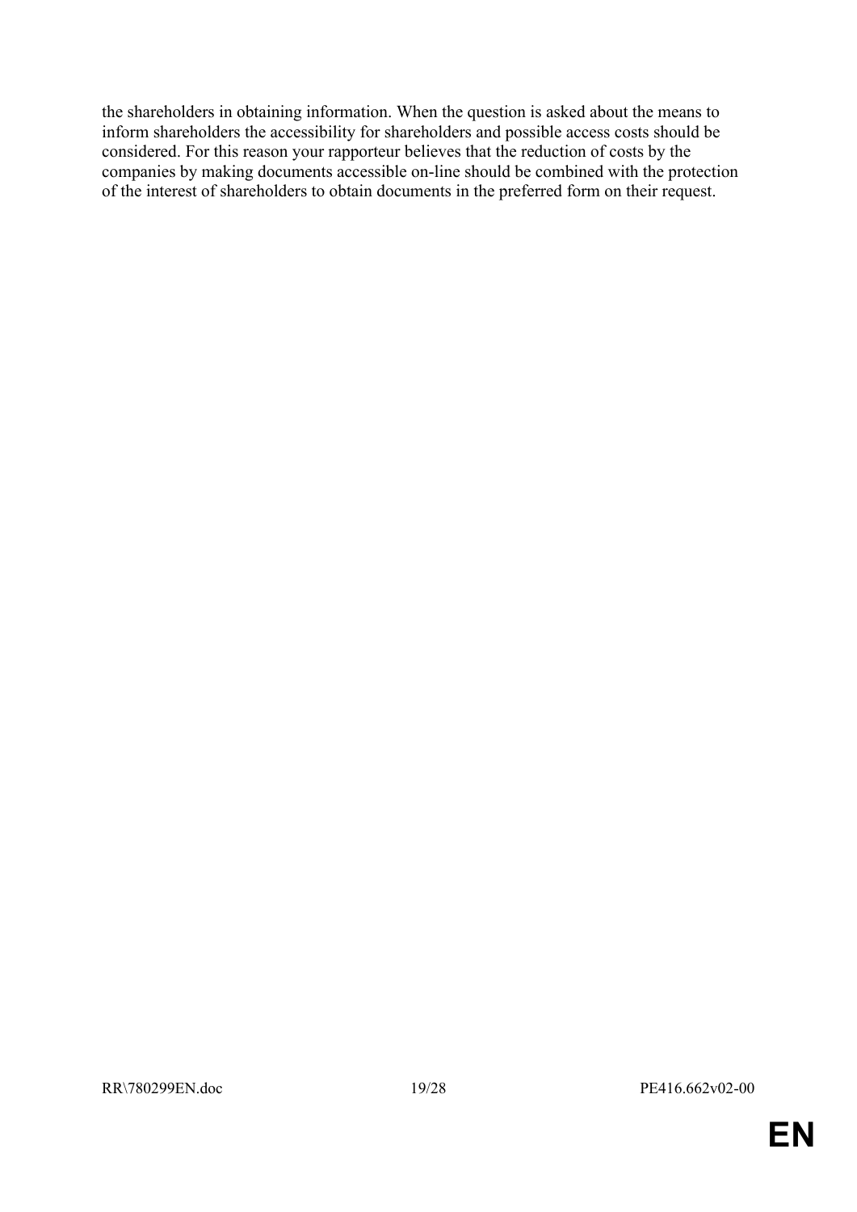the shareholders in obtaining information. When the question is asked about the means to inform shareholders the accessibility for shareholders and possible access costs should be considered. For this reason your rapporteur believes that the reduction of costs by the companies by making documents accessible on-line should be combined with the protection of the interest of shareholders to obtain documents in the preferred form on their request.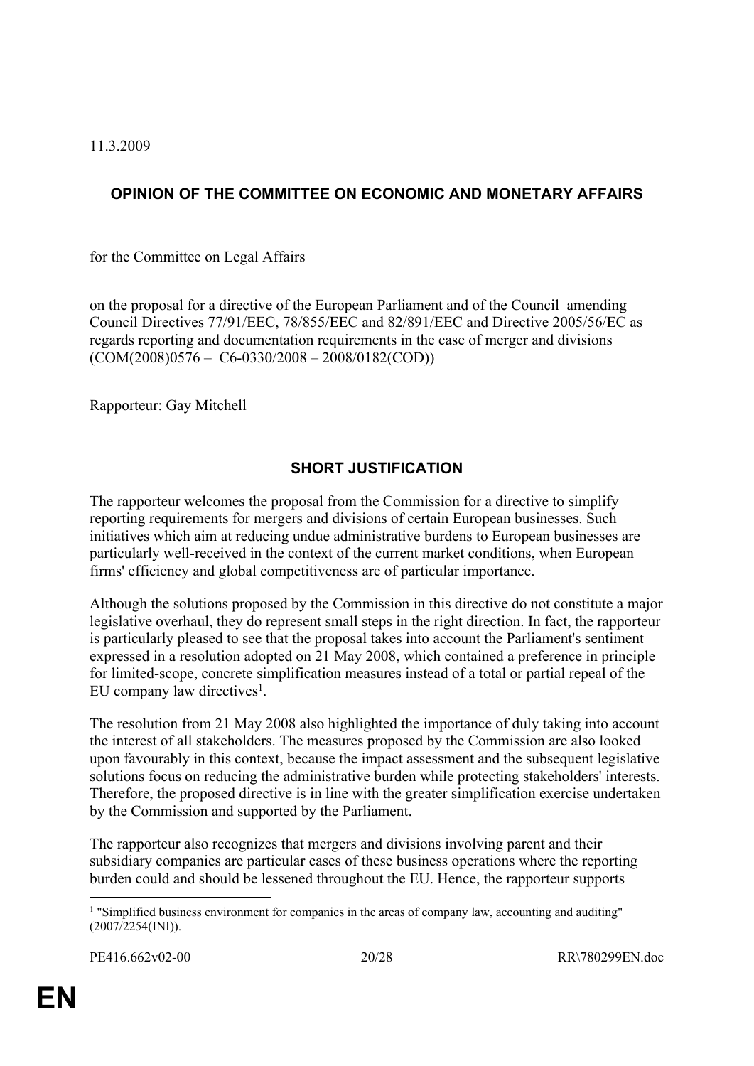11.3.2009

## OPINION OF THE COMMITTEE ON ECONOMIC AND MONETARY AFFAIRS

for the Committee on Legal Affairs

on the proposal for a directive of the European Parliament and of the Council amending Council Directives 77/91/EEC, 78/855/EEC and 82/891/EEC and Directive 2005/56/EC as regards reporting and documentation requirements in the case of merger and divisions (COM(2008)0576 – C6-0330/2008 – 2008/0182(COD))

Rapporteur: Gay Mitchell

## SHORT JUSTIFICATION

The rapporteur welcomes the proposal from the Commission for a directive to simplify reporting requirements for mergers and divisions of certain European businesses. Such initiatives which aim at reducing undue administrative burdens to European businesses are particularly well-received in the context of the current market conditions, when European firms' efficiency and global competitiveness are of particular importance.

Although the solutions proposed by the Commission in this directive do not constitute a major legislative overhaul, they do represent small steps in the right direction. In fact, the rapporteur is particularly pleased to see that the proposal takes into account the Parliament's sentiment expressed in a resolution adopted on 21 May 2008, which contained a preference in principle for limited-scope, concrete simplification measures instead of a total or partial repeal of the EU company law directives[1].

The resolution from 21 May 2008 also highlighted the importance of duly taking into account the interest of all stakeholders. The measures proposed by the Commission are also looked upon favourably in this context, because the impact assessment and the subsequent legislative solutions focus on reducing the administrative burden while protecting stakeholders' interests. Therefore, the proposed directive is in line with the greater simplification exercise undertaken by the Commission and supported by the Parliament.

The rapporteur also recognizes that mergers and divisions involving parent and their subsidiary companies are particular cases of these business operations where the reporting burden could and should be lessened throughout the EU. Hence, the rapporteur supports

[1] "Simplified business environment for companies in the areas of company law, accounting and auditing" (2007/2254(INI)).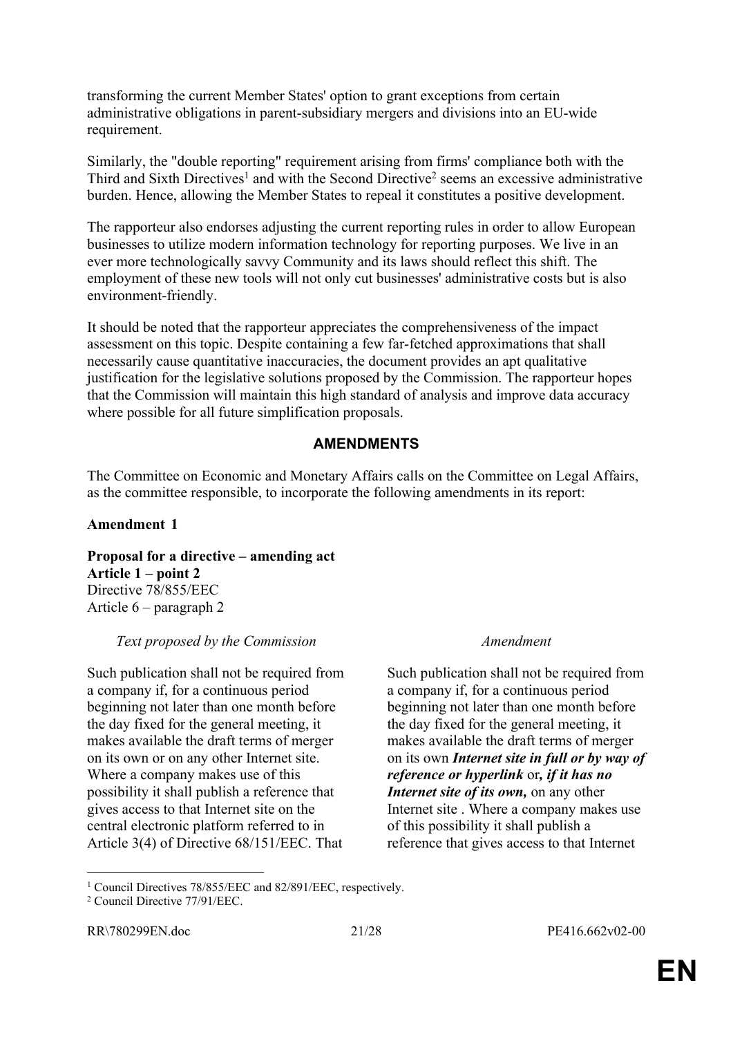transforming the current Member States' option to grant exceptions from certain administrative obligations in parent-subsidiary mergers and divisions into an EU-wide requirement.

Similarly, the "double reporting" requirement arising from firms' compliance both with the Third and Sixth Directives[1] and with the Second Directive[2] seems an excessive administrative burden. Hence, allowing the Member States to repeal it constitutes a positive development.

The rapporteur also endorses adjusting the current reporting rules in order to allow European businesses to utilize modern information technology for reporting purposes. We live in an ever more technologically savvy Community and its laws should reflect this shift. The employment of these new tools will not only cut businesses' administrative costs but is also environment-friendly.

It should be noted that the rapporteur appreciates the comprehensiveness of the impact assessment on this topic. Despite containing a few far-fetched approximations that shall necessarily cause quantitative inaccuracies, the document provides an apt qualitative justification for the legislative solutions proposed by the Commission. The rapporteur hopes that the Commission will maintain this high standard of analysis and improve data accuracy where possible for all future simplification proposals.

## AMENDMENTS

The Committee on Economic and Monetary Affairs calls on the Committee on Legal Affairs, as the committee responsible, to incorporate the following amendments in its report:

**Amendment 1**

**Proposal for a directive – amending act**
**Article 1 – point 2**
Directive 78/855/EEC
Article 6 – paragraph 2

| *Text proposed by the Commission* | *Amendment* |
| --- | --- |
| Such publication shall not be required from a company if, for a continuous period beginning not later than one month before the day fixed for the general meeting, it makes available the draft terms of merger on its own or on any other Internet site. Where a company makes use of this possibility it shall publish a reference that gives access to that Internet site on the central electronic platform referred to in Article 3(4) of Directive 68/151/EEC. That | Such publication shall not be required from a company if, for a continuous period beginning not later than one month before the day fixed for the general meeting, it makes available the draft terms of merger on its own ***Internet site in full or by way of reference or hyperlink*** or***, if it has no Internet site of its own,*** on any other Internet site . Where a company makes use of this possibility it shall publish a reference that gives access to that Internet |

[1] Council Directives 78/855/EEC and 82/891/EEC, respectively.
[2] Council Directive 77/91/EEC.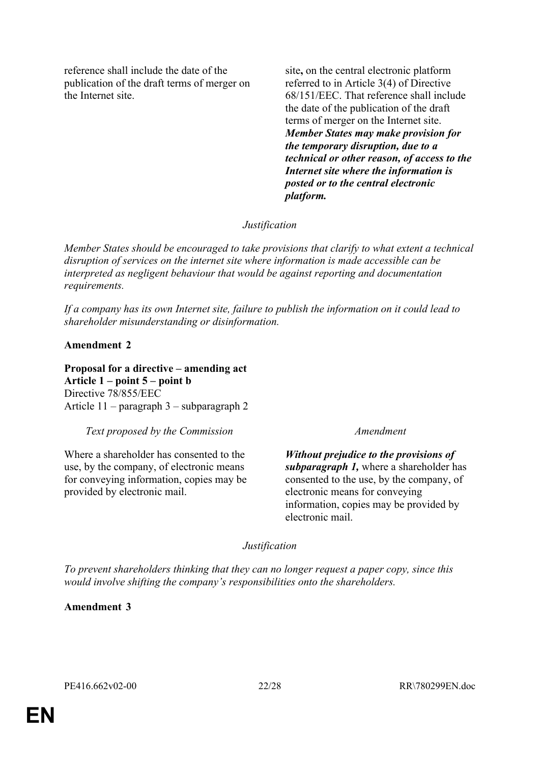| | |
|---|---|
| reference shall include the date of the publication of the draft terms of merger on the Internet site. | site**,** on the central electronic platform referred to in Article 3(4) of Directive 68/151/EEC. That reference shall include the date of the publication of the draft terms of merger on the Internet site. ***Member States may make provision for the temporary disruption, due to a technical or other reason, of access to the Internet site where the information is posted or to the central electronic platform.*** |

*Justification*

*Member States should be encouraged to take provisions that clarify to what extent a technical disruption of services on the internet site where information is made accessible can be interpreted as negligent behaviour that would be against reporting and documentation requirements.*

*If a company has its own Internet site, failure to publish the information on it could lead to shareholder misunderstanding or disinformation.*

**Amendment 2**

**Proposal for a directive – amending act**
**Article 1 – point 5 – point b**
Directive 78/855/EEC
Article 11 – paragraph 3 – subparagraph 2

| *Text proposed by the Commission* | *Amendment* |
|---|---|
| Where a shareholder has consented to the use, by the company, of electronic means for conveying information, copies may be provided by electronic mail. | ***Without prejudice to the provisions of subparagraph 1,*** where a shareholder has consented to the use, by the company, of electronic means for conveying information, copies may be provided by electronic mail. |

*Justification*

*To prevent shareholders thinking that they can no longer request a paper copy, since this would involve shifting the company's responsibilities onto the shareholders.*

**Amendment 3**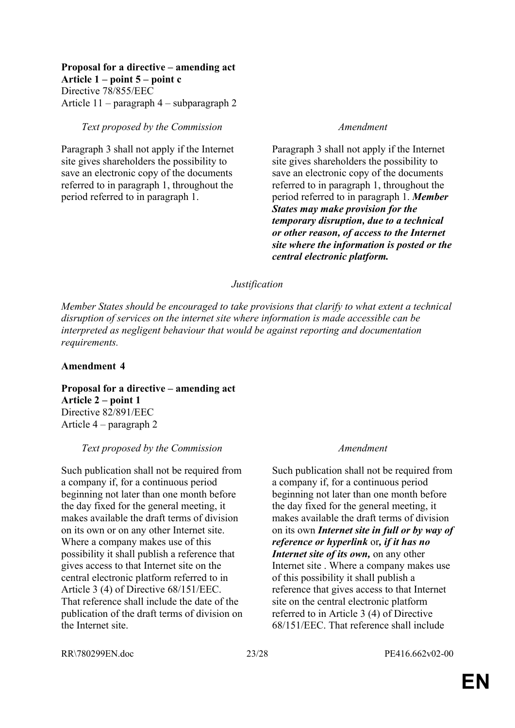**Proposal for a directive – amending act**
**Article 1 – point 5 – point c**
Directive 78/855/EEC
Article 11 – paragraph 4 – subparagraph 2

| *Text proposed by the Commission* | *Amendment* |
|---|---|
| Paragraph 3 shall not apply if the Internet site gives shareholders the possibility to save an electronic copy of the documents referred to in paragraph 1, throughout the period referred to in paragraph 1. | Paragraph 3 shall not apply if the Internet site gives shareholders the possibility to save an electronic copy of the documents referred to in paragraph 1, throughout the period referred to in paragraph 1. ***Member States may make provision for the temporary disruption, due to a technical or other reason, of access to the Internet site where the information is posted or the central electronic platform.*** |

*Justification*

*Member States should be encouraged to take provisions that clarify to what extent a technical disruption of services on the internet site where information is made accessible can be interpreted as negligent behaviour that would be against reporting and documentation requirements.*

**Amendment 4**

**Proposal for a directive – amending act**
**Article 2 – point 1**
Directive 82/891/EEC
Article 4 – paragraph 2

| *Text proposed by the Commission* | *Amendment* |
|---|---|
| Such publication shall not be required from a company if, for a continuous period beginning not later than one month before the day fixed for the general meeting, it makes available the draft terms of division on its own or on any other Internet site. Where a company makes use of this possibility it shall publish a reference that gives access to that Internet site on the central electronic platform referred to in Article 3 (4) of Directive 68/151/EEC. That reference shall include the date of the publication of the draft terms of division on the Internet site. | Such publication shall not be required from a company if, for a continuous period beginning not later than one month before the day fixed for the general meeting, it makes available the draft terms of division on its own ***Internet site in full or by way of reference or hyperlink*** or***, if it has no Internet site of its own,*** on any other Internet site . Where a company makes use of this possibility it shall publish a reference that gives access to that Internet site on the central electronic platform referred to in Article 3 (4) of Directive 68/151/EEC. That reference shall include |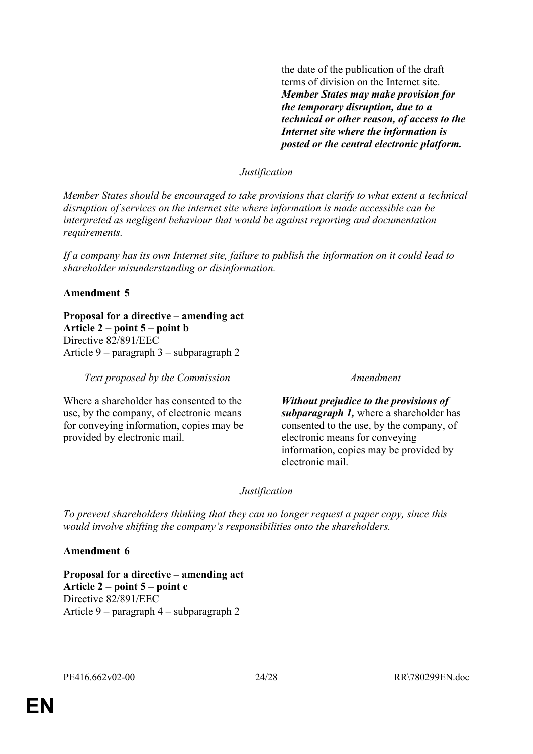| | |
|---|---|
| | the date of the publication of the draft terms of division on the Internet site. ***Member States may make provision for the temporary disruption, due to a technical or other reason, of access to the Internet site where the information is posted or the central electronic platform.*** |

*Justification*

*Member States should be encouraged to take provisions that clarify to what extent a technical disruption of services on the internet site where information is made accessible can be interpreted as negligent behaviour that would be against reporting and documentation requirements.*

*If a company has its own Internet site, failure to publish the information on it could lead to shareholder misunderstanding or disinformation.*

**Amendment 5**

**Proposal for a directive – amending act**
**Article 2 – point 5 – point b**
Directive 82/891/EEC
Article 9 – paragraph 3 – subparagraph 2

| *Text proposed by the Commission* | *Amendment* |
|---|---|
| Where a shareholder has consented to the use, by the company, of electronic means for conveying information, copies may be provided by electronic mail. | ***Without prejudice to the provisions of subparagraph 1,*** where a shareholder has consented to the use, by the company, of electronic means for conveying information, copies may be provided by electronic mail. |

*Justification*

*To prevent shareholders thinking that they can no longer request a paper copy, since this would involve shifting the company's responsibilities onto the shareholders.*

**Amendment 6**

**Proposal for a directive – amending act**
**Article 2 – point 5 – point c**
Directive 82/891/EEC
Article 9 – paragraph 4 – subparagraph 2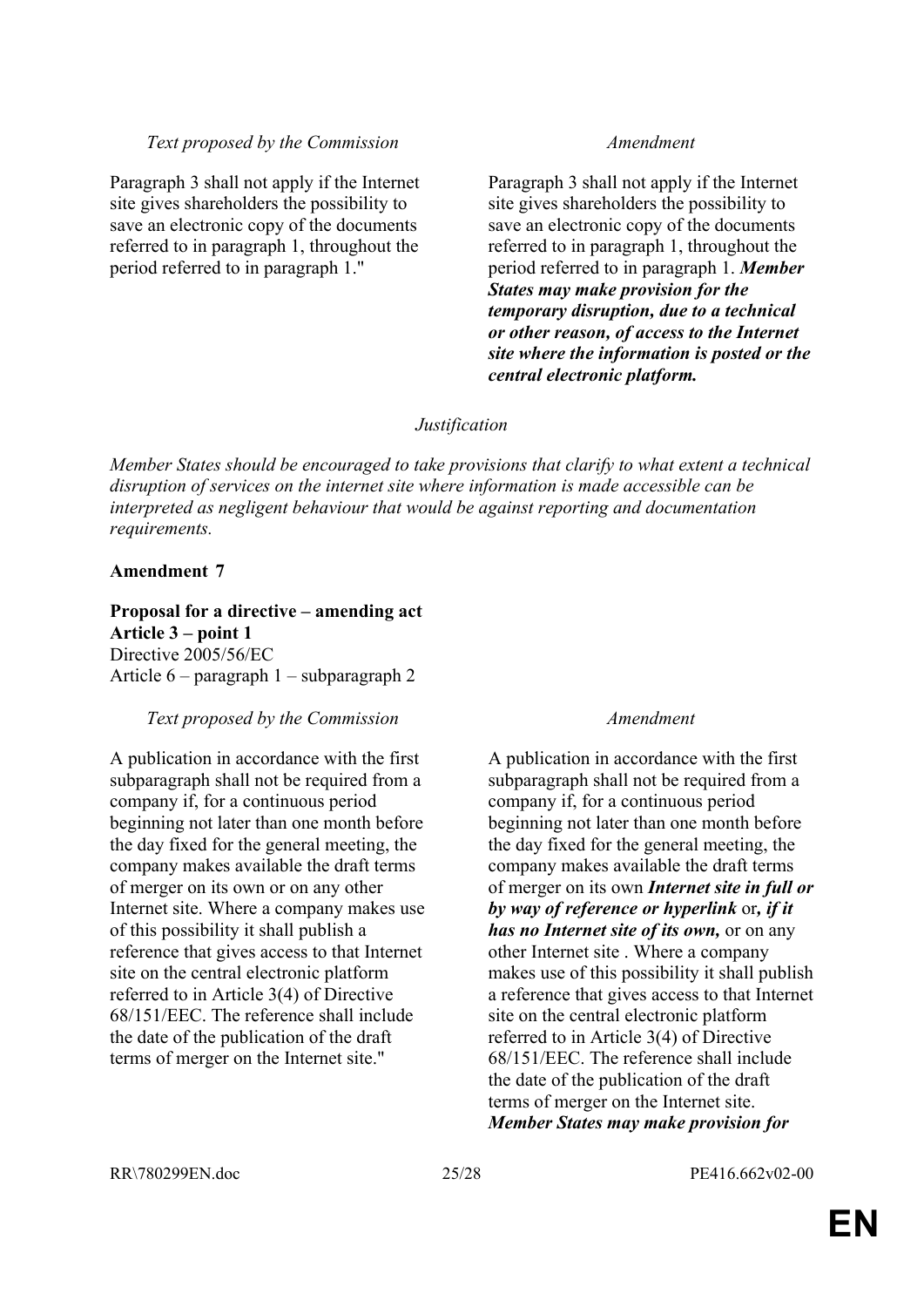| *Text proposed by the Commission* | *Amendment* |
|---|---|
| Paragraph 3 shall not apply if the Internet site gives shareholders the possibility to save an electronic copy of the documents referred to in paragraph 1, throughout the period referred to in paragraph 1." | Paragraph 3 shall not apply if the Internet site gives shareholders the possibility to save an electronic copy of the documents referred to in paragraph 1, throughout the period referred to in paragraph 1. ***Member States may make provision for the temporary disruption, due to a technical or other reason, of access to the Internet site where the information is posted or the central electronic platform.*** |

*Justification*

*Member States should be encouraged to take provisions that clarify to what extent a technical disruption of services on the internet site where information is made accessible can be interpreted as negligent behaviour that would be against reporting and documentation requirements.*

**Amendment 7**

**Proposal for a directive – amending act**
**Article 3 – point 1**
Directive 2005/56/EC
Article 6 – paragraph 1 – subparagraph 2

| *Text proposed by the Commission* | *Amendment* |
|---|---|
| A publication in accordance with the first subparagraph shall not be required from a company if, for a continuous period beginning not later than one month before the day fixed for the general meeting, the company makes available the draft terms of merger on its own or on any other Internet site. Where a company makes use of this possibility it shall publish a reference that gives access to that Internet site on the central electronic platform referred to in Article 3(4) of Directive 68/151/EEC. The reference shall include the date of the publication of the draft terms of merger on the Internet site." | A publication in accordance with the first subparagraph shall not be required from a company if, for a continuous period beginning not later than one month before the day fixed for the general meeting, the company makes available the draft terms of merger on its own ***Internet site in full or by way of reference or hyperlink*** or***, if it has no Internet site of its own,*** or on any other Internet site . Where a company makes use of this possibility it shall publish a reference that gives access to that Internet site on the central electronic platform referred to in Article 3(4) of Directive 68/151/EEC. The reference shall include the date of the publication of the draft terms of merger on the Internet site. ***Member States may make provision for*** |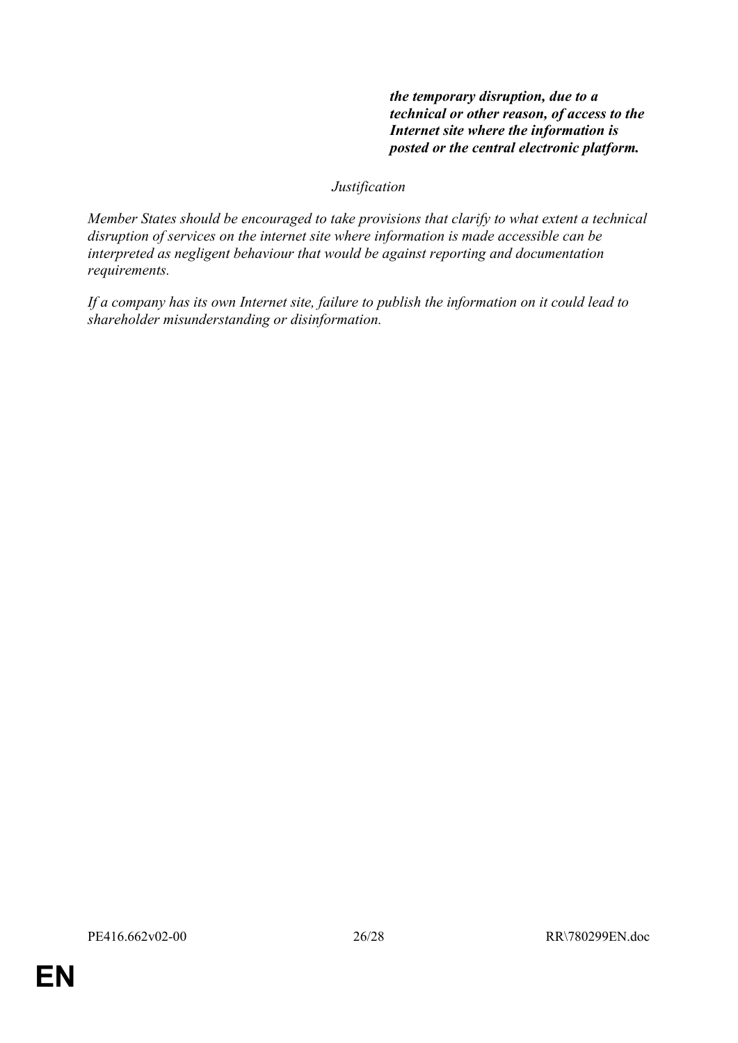***the temporary disruption, due to a technical or other reason, of access to the Internet site where the information is posted or the central electronic platform.***

*Justification*

*Member States should be encouraged to take provisions that clarify to what extent a technical disruption of services on the internet site where information is made accessible can be interpreted as negligent behaviour that would be against reporting and documentation requirements.*

*If a company has its own Internet site, failure to publish the information on it could lead to shareholder misunderstanding or disinformation.*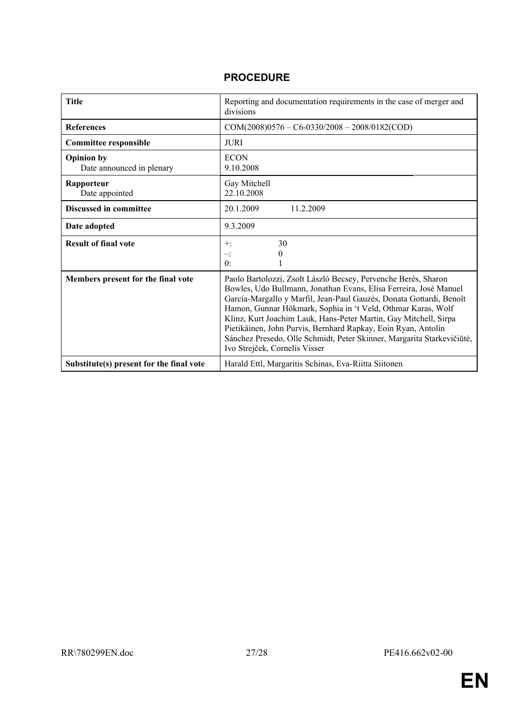## PROCEDURE

| Title | Reporting and documentation requirements in the case of merger and divisions |
|---|---|
| **References** | COM(2008)0576 – C6-0330/2008 – 2008/0182(COD) |
| **Committee responsible** | JURI |
| **Opinion by**<br>Date announced in plenary | ECON<br>9.10.2008 |
| **Rapporteur**<br>Date appointed | Gay Mitchell<br>22.10.2008 |
| **Discussed in committee** | 20.1.2009 11.2.2009 |
| **Date adopted** | 9.3.2009 |
| **Result of final vote** | +: 30<br>–: 0<br>0: 1 |
| **Members present for the final vote** | Paolo Bartolozzi, Zsolt László Becsey, Pervenche Berès, Sharon Bowles, Udo Bullmann, Jonathan Evans, Elisa Ferreira, José Manuel García-Margallo y Marfil, Jean-Paul Gauzès, Donata Gottardi, Benoît Hamon, Gunnar Hökmark, Sophia in 't Veld, Othmar Karas, Wolf Klinz, Kurt Joachim Lauk, Hans-Peter Martin, Gay Mitchell, Sirpa Pietikäinen, John Purvis, Bernhard Rapkay, Eoin Ryan, Antolín Sánchez Presedo, Olle Schmidt, Peter Skinner, Margarita Starkevičiūtė, Ivo Strejček, Cornelis Visser |
| **Substitute(s) present for the final vote** | Harald Ettl, Margaritis Schinas, Eva-Riitta Siitonen |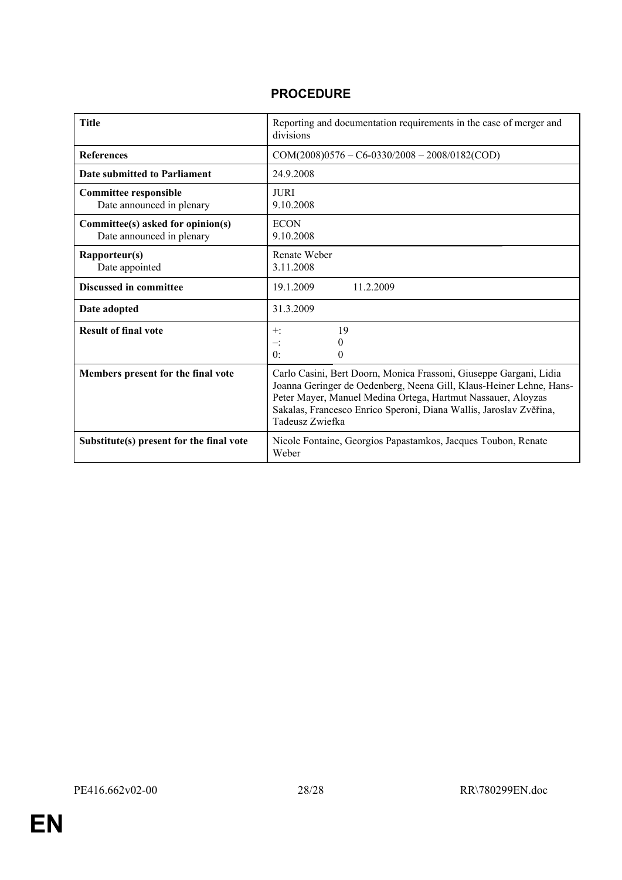## PROCEDURE

| | |
|---|---|
| **Title** | Reporting and documentation requirements in the case of merger and divisions |
| **References** | COM(2008)0576 – C6-0330/2008 – 2008/0182(COD) |
| **Date submitted to Parliament** | 24.9.2008 |
| **Committee responsible**<br>Date announced in plenary | JURI<br>9.10.2008 |
| **Committee(s) asked for opinion(s)**<br>Date announced in plenary | ECON<br>9.10.2008 |
| **Rapporteur(s)**<br>Date appointed | Renate Weber<br>3.11.2008 |
| **Discussed in committee** | 19.1.2009 11.2.2009 |
| **Date adopted** | 31.3.2009 |
| **Result of final vote** | +: 19<br>–: 0<br>0: 0 |
| **Members present for the final vote** | Carlo Casini, Bert Doorn, Monica Frassoni, Giuseppe Gargani, Lidia Joanna Geringer de Oedenberg, Neena Gill, Klaus-Heiner Lehne, Hans-Peter Mayer, Manuel Medina Ortega, Hartmut Nassauer, Aloyzas Sakalas, Francesco Enrico Speroni, Diana Wallis, Jaroslav Zvěřina, Tadeusz Zwiefka |
| **Substitute(s) present for the final vote** | Nicole Fontaine, Georgios Papastamkos, Jacques Toubon, Renate Weber |